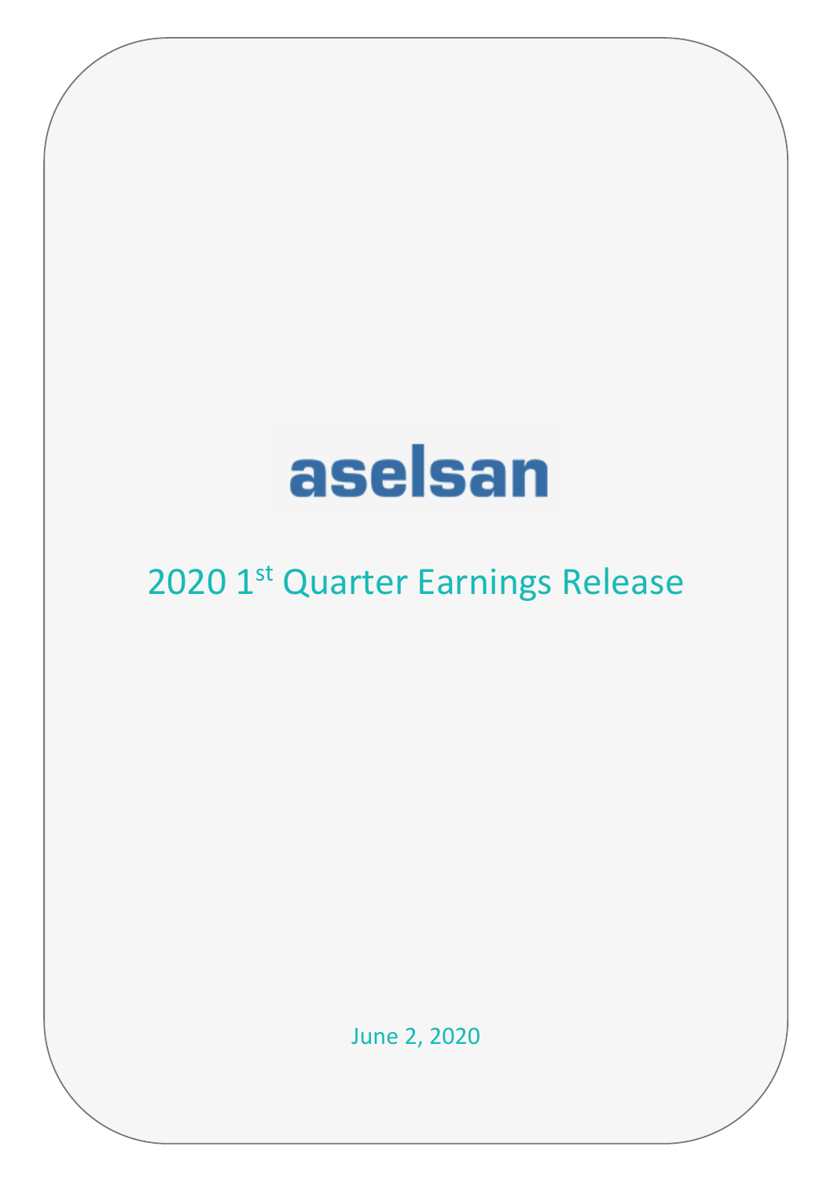# aselsan

## 2020 1st Quarter Earnings Release

June 2, 2020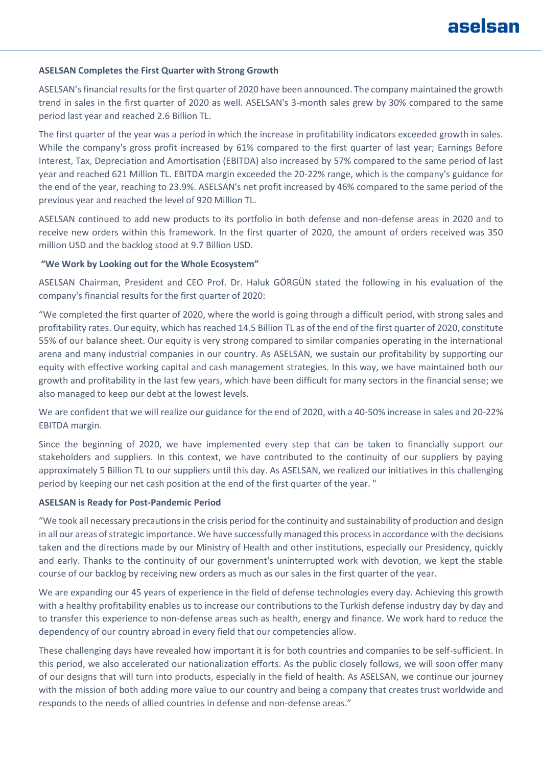**ASELSAN Completes the First Quarter with Strong Growth**

ASELSAN's financial results for the first quarter of 2020 have been announced. The company maintained the growth trend in sales in the first quarter of 2020 as well. ASELSAN's 3-month sales grew by 30% compared to the same period last year and reached 2.6 Billion TL.

The first quarter of the year was a period in which the increase in profitability indicators exceeded growth in sales. While the company's gross profit increased by 61% compared to the first quarter of last year; Earnings Before Interest, Tax, Depreciation and Amortisation (EBITDA) also increased by 57% compared to the same period of last year and reached 621 Million TL. EBITDA margin exceeded the 20-22% range, which is the company's guidance for the end of the year, reaching to 23.9%. ASELSAN's net profit increased by 46% compared to the same period of the previous year and reached the level of 920 Million TL.

ASELSAN continued to add new products to its portfolio in both defense and non-defense areas in 2020 and to receive new orders within this framework. In the first quarter of 2020, the amount of orders received was 350 million USD and the backlog stood at 9.7 Billion USD.

**"We Work by Looking out for the Whole Ecosystem"**

ASELSAN Chairman, President and CEO Prof. Dr. Haluk GÖRGÜN stated the following in his evaluation of the company's financial results for the first quarter of 2020:

"We completed the first quarter of 2020, where the world is going through a difficult period, with strong sales and profitability rates. Our equity, which has reached 14.5 Billion TL as of the end of the first quarter of 2020, constitute 55% of our balance sheet. Our equity is very strong compared to similar companies operating in the international arena and many industrial companies in our country. As ASELSAN, we sustain our profitability by supporting our equity with effective working capital and cash management strategies. In this way, we have maintained both our growth and profitability in the last few years, which have been difficult for many sectors in the financial sense; we also managed to keep our debt at the lowest levels.

We are confident that we will realize our guidance for the end of 2020, with a 40-50% increase in sales and 20-22% EBITDA margin.

Since the beginning of 2020, we have implemented every step that can be taken to financially support our stakeholders and suppliers. In this context, we have contributed to the continuity of our suppliers by paying approximately 5 Billion TL to our suppliers until this day. As ASELSAN, we realized our initiatives in this challenging period by keeping our net cash position at the end of the first quarter of the year. "

**ASELSAN is Ready for Post-Pandemic Period**

"We took all necessary precautions in the crisis period for the continuity and sustainability of production and design in all our areas of strategic importance. We have successfully managed this process in accordance with the decisions taken and the directions made by our Ministry of Health and other institutions, especially our Presidency, quickly and early. Thanks to the continuity of our government's uninterrupted work with devotion, we kept the stable course of our backlog by receiving new orders as much as our sales in the first quarter of the year.

We are expanding our 45 years of experience in the field of defense technologies every day. Achieving this growth with a healthy profitability enables us to increase our contributions to the Turkish defense industry day by day and to transfer this experience to non-defense areas such as health, energy and finance. We work hard to reduce the dependency of our country abroad in every field that our competencies allow.

These challenging days have revealed how important it is for both countries and companies to be self-sufficient. In this period, we also accelerated our nationalization efforts. As the public closely follows, we will soon offer many of our designs that will turn into products, especially in the field of health. As ASELSAN, we continue our journey with the mission of both adding more value to our country and being a company that creates trust worldwide and responds to the needs of allied countries in defense and non-defense areas."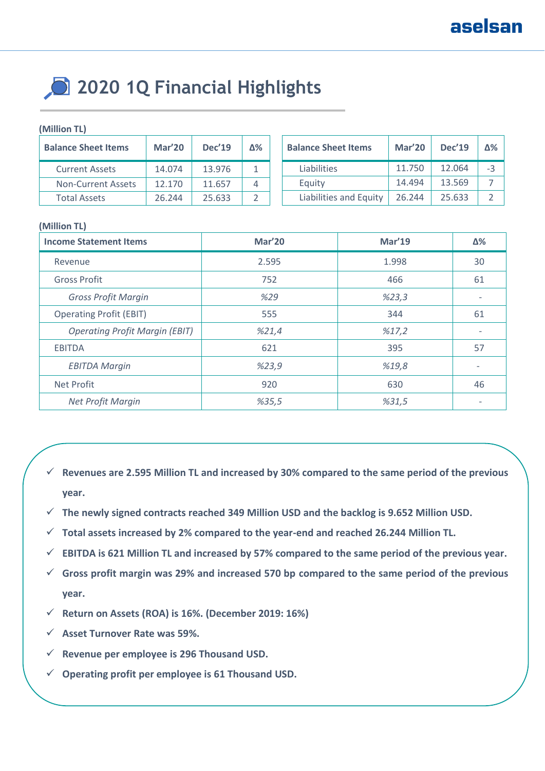# 2020 1Q Financial Highlights

(Million TL)

| Balance Sheet Items | Mar'20 | Dec'19 | Δ% |
|---|---|---|---|
| Current Assets | 14.074 | 13.976 | 1 |
| Non-Current Assets | 12.170 | 11.657 | 4 |
| Total Assets | 26.244 | 25.633 | 2 |

| Balance Sheet Items | Mar'20 | Dec'19 | Δ% |
|---|---|---|---|
| Liabilities | 11.750 | 12.064 | -3 |
| Equity | 14.494 | 13.569 | 7 |
| Liabilities and Equity | 26.244 | 25.633 | 2 |

(Million TL)

| Income Statement Items | Mar'20 | Mar'19 | Δ% |
|---|---|---|---|
| Revenue | 2.595 | 1.998 | 30 |
| Gross Profit | 752 | 466 | 61 |
| *Gross Profit Margin* | *%29* | *%23,3* | - |
| Operating Profit (EBIT) | 555 | 344 | 61 |
| *Operating Profit Margin (EBIT)* | *%21,4* | *%17,2* | - |
| EBITDA | 621 | 395 | 57 |
| *EBITDA Margin* | *%23,9* | *%19,8* | - |
| Net Profit | 920 | 630 | 46 |
| *Net Profit Margin* | *%35,5* | *%31,5* | - |

- ✓ **Revenues are 2.595 Million TL and increased by 30% compared to the same period of the previous year.**
- ✓ **The newly signed contracts reached 349 Million USD and the backlog is 9.652 Million USD.**
- ✓ **Total assets increased by 2% compared to the year-end and reached 26.244 Million TL.**
- ✓ **EBITDA is 621 Million TL and increased by 57% compared to the same period of the previous year.**
- ✓ **Gross profit margin was 29% and increased 570 bp compared to the same period of the previous year.**
- ✓ **Return on Assets (ROA) is 16%. (December 2019: 16%)**
- ✓ **Asset Turnover Rate was 59%.**
- ✓ **Revenue per employee is 296 Thousand USD.**
- ✓ **Operating profit per employee is 61 Thousand USD.**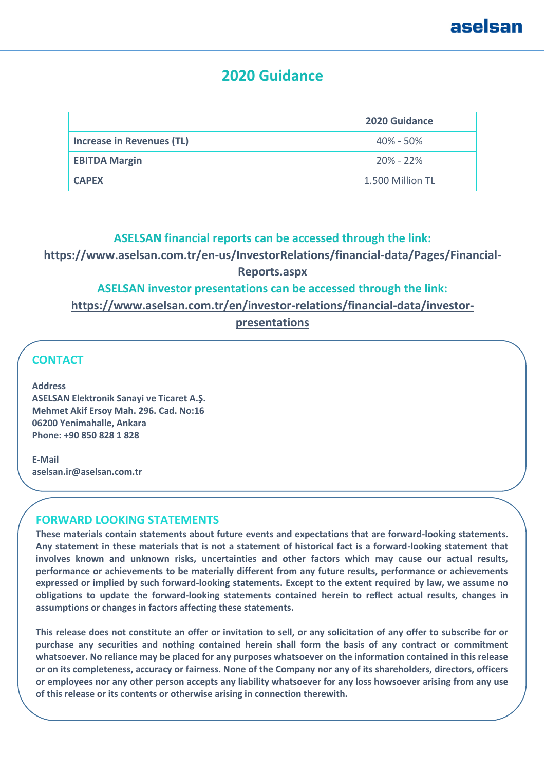## 2020 Guidance

| | 2020 Guidance |
|---|---|
| **Increase in Revenues (TL)** | 40% - 50% |
| **EBITDA Margin** | 20% - 22% |
| **CAPEX** | 1.500 Million TL |

**ASELSAN financial reports can be accessed through the link:**
**https://www.aselsan.com.tr/en-us/InvestorRelations/financial-data/Pages/Financial-Reports.aspx**
**ASELSAN investor presentations can be accessed through the link:**
**https://www.aselsan.com.tr/en/investor-relations/financial-data/investor-presentations**

### CONTACT

**Address**
**ASELSAN Elektronik Sanayi ve Ticaret A.Ş.**
**Mehmet Akif Ersoy Mah. 296. Cad. No:16**
**06200 Yenimahalle, Ankara**
**Phone: +90 850 828 1 828**

**E-Mail**
**aselsan.ir@aselsan.com.tr**

### FORWARD LOOKING STATEMENTS

**These materials contain statements about future events and expectations that are forward-looking statements. Any statement in these materials that is not a statement of historical fact is a forward-looking statement that involves known and unknown risks, uncertainties and other factors which may cause our actual results, performance or achievements to be materially different from any future results, performance or achievements expressed or implied by such forward-looking statements. Except to the extent required by law, we assume no obligations to update the forward-looking statements contained herein to reflect actual results, changes in assumptions or changes in factors affecting these statements.**

**This release does not constitute an offer or invitation to sell, or any solicitation of any offer to subscribe for or purchase any securities and nothing contained herein shall form the basis of any contract or commitment whatsoever. No reliance may be placed for any purposes whatsoever on the information contained in this release or on its completeness, accuracy or fairness. None of the Company nor any of its shareholders, directors, officers or employees nor any other person accepts any liability whatsoever for any loss howsoever arising from any use of this release or its contents or otherwise arising in connection therewith.**